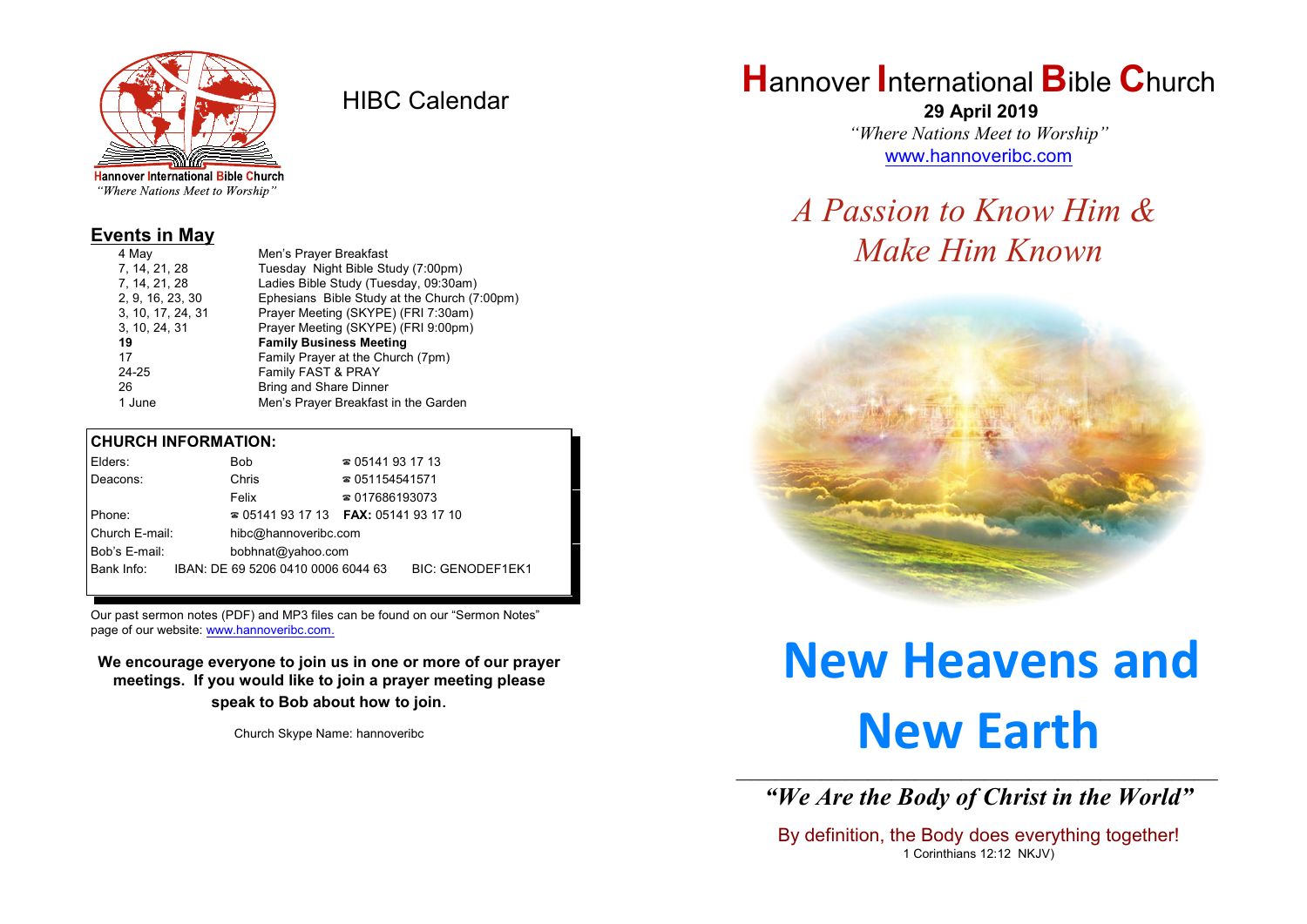Hannover International Bible Church
*"Where Nations Meet to Worship"*

# HIBC Calendar

## Events in May

| | |
|---|---|
| 4 May | Men's Prayer Breakfast |
| 7, 14, 21, 28 | Tuesday Night Bible Study (7:00pm) |
| 7, 14, 21, 28 | Ladies Bible Study (Tuesday, 09:30am) |
| 2, 9, 16, 23, 30 | Ephesians Bible Study at the Church (7:00pm) |
| 3, 10, 17, 24, 31 | Prayer Meeting (SKYPE) (FRI 7:30am) |
| 3, 10, 24, 31 | Prayer Meeting (SKYPE) (FRI 9:00pm) |
| **19** | **Family Business Meeting** |
| 17 | Family Prayer at the Church (7pm) |
| 24-25 | Family FAST & PRAY |
| 26 | Bring and Share Dinner |
| 1 June | Men's Prayer Breakfast in the Garden |

## CHURCH INFORMATION:

| | | |
|---|---|---|
| Elders: | Bob | ☎ 05141 93 17 13 |
| Deacons: | Chris | ☎ 051154541571 |
| | Felix | ☎ 017686193073 |
| Phone: | ☎ 05141 93 17 13 | **FAX:** 05141 93 17 10 |
| Church E-mail: | hibc@hannoveribc.com | |
| Bob's E-mail: | bobhnat@yahoo.com | |
| Bank Info: | IBAN: DE 69 5206 0410 0006 6044 63 | BIC: GENODEF1EK1 |

Our past sermon notes (PDF) and MP3 files can be found on our "Sermon Notes" page of our website: www.hannoveribc.com.

**We encourage everyone to join us in one or more of our prayer meetings. If you would like to join a prayer meeting please speak to Bob about how to join.**

Church Skype Name: hannoveribc

# Hannover International Bible Church

**29 April 2019**

*"Where Nations Meet to Worship"*

www.hannoveribc.com

## *A Passion to Know Him & Make Him Known*

# New Heavens and New Earth

***"We Are the Body of Christ in the World"***

By definition, the Body does everything together!
1 Corinthians 12:12 NKJV)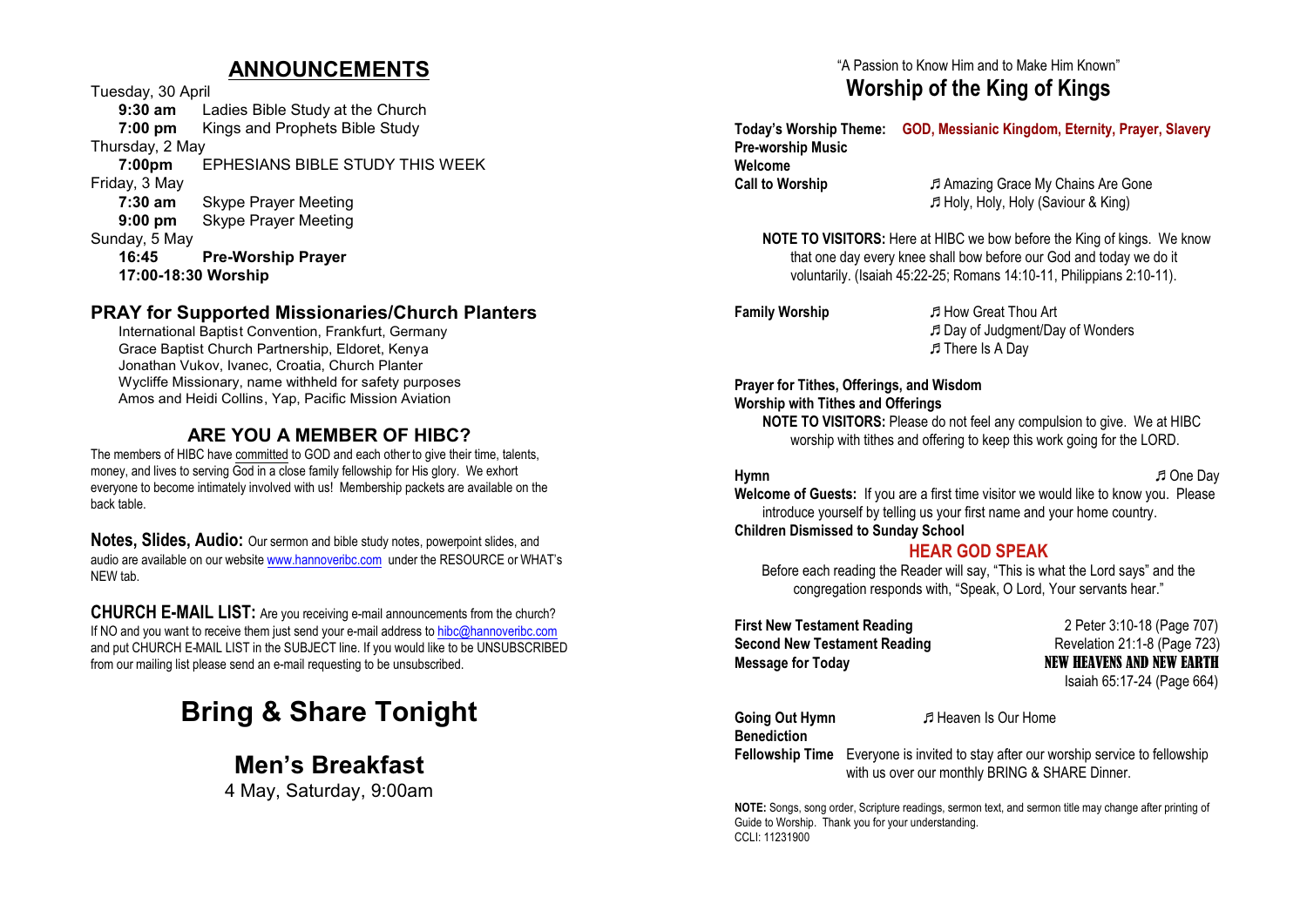## ANNOUNCEMENTS

Tuesday, 30 April

**9:30 am** Ladies Bible Study at the Church

**7:00 pm** Kings and Prophets Bible Study

Thursday, 2 May

**7:00pm** EPHESIANS BIBLE STUDY THIS WEEK

Friday, 3 May

**7:30 am** Skype Prayer Meeting

**9:00 pm** Skype Prayer Meeting

Sunday, 5 May

**16:45 Pre-Worship Prayer**

**17:00-18:30 Worship**

### PRAY for Supported Missionaries/Church Planters

International Baptist Convention, Frankfurt, Germany
Grace Baptist Church Partnership, Eldoret, Kenya
Jonathan Vukov, Ivanec, Croatia, Church Planter
Wycliffe Missionary, name withheld for safety purposes
Amos and Heidi Collins, Yap, Pacific Mission Aviation

### ARE YOU A MEMBER OF HIBC?

The members of HIBC have committed to GOD and each other to give their time, talents, money, and lives to serving God in a close family fellowship for His glory. We exhort everyone to become intimately involved with us! Membership packets are available on the back table.

**Notes, Slides, Audio:** Our sermon and bible study notes, powerpoint slides, and audio are available on our website www.hannoveribc.com under the RESOURCE or WHAT's NEW tab.

**CHURCH E-MAIL LIST:** Are you receiving e-mail announcements from the church? If NO and you want to receive them just send your e-mail address to hibc@hannoveribc.com and put CHURCH E-MAIL LIST in the SUBJECT line. If you would like to be UNSUBSCRIBED from our mailing list please send an e-mail requesting to be unsubscribed.

# Bring & Share Tonight

## Men's Breakfast

4 May, Saturday, 9:00am

"A Passion to Know Him and to Make Him Known"

# Worship of the King of Kings

**Today's Worship Theme:** **GOD, Messianic Kingdom, Eternity, Prayer, Slavery**

**Pre-worship Music**

**Welcome**

**Call to Worship** ♫ Amazing Grace My Chains Are Gone
♫ Holy, Holy, Holy (Saviour & King)

**NOTE TO VISITORS:** Here at HIBC we bow before the King of kings. We know that one day every knee shall bow before our God and today we do it voluntarily. (Isaiah 45:22-25; Romans 14:10-11, Philippians 2:10-11).

**Family Worship** ♫ How Great Thou Art
♫ Day of Judgment/Day of Wonders
♫ There Is A Day

**Prayer for Tithes, Offerings, and Wisdom**

**Worship with Tithes and Offerings**

**NOTE TO VISITORS:** Please do not feel any compulsion to give. We at HIBC worship with tithes and offering to keep this work going for the LORD.

**Hymn** ♫ One Day

**Welcome of Guests:** If you are a first time visitor we would like to know you. Please introduce yourself by telling us your first name and your home country.

**Children Dismissed to Sunday School**

## HEAR GOD SPEAK

Before each reading the Reader will say, "This is what the Lord says" and the congregation responds with, "Speak, O Lord, Your servants hear."

**First New Testament Reading** 2 Peter 3:10-18 (Page 707)

**Second New Testament Reading** Revelation 21:1-8 (Page 723)

**Message for Today** **NEW HEAVENS AND NEW EARTH**
Isaiah 65:17-24 (Page 664)

**Going Out Hymn** ♫ Heaven Is Our Home

**Benediction**

**Fellowship Time** Everyone is invited to stay after our worship service to fellowship with us over our monthly BRING & SHARE Dinner.

**NOTE:** Songs, song order, Scripture readings, sermon text, and sermon title may change after printing of Guide to Worship. Thank you for your understanding.
CCLI: 11231900